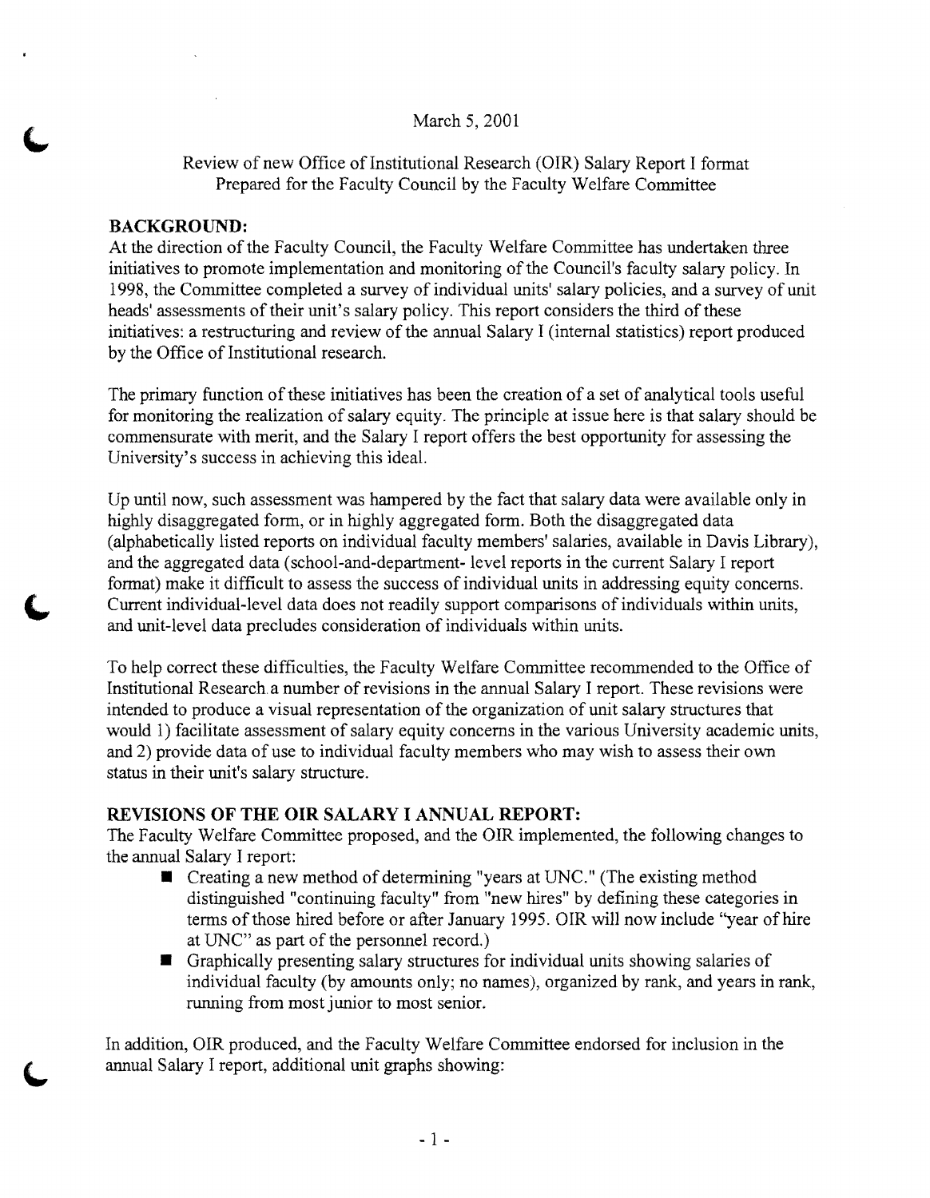March 5, 2001

Review of new Office of Institutional Research (OIR) Salary Report I format
Prepared for the Faculty Council by the Faculty Welfare Committee

## BACKGROUND:

At the direction of the Faculty Council, the Faculty Welfare Committee has undertaken three initiatives to promote implementation and monitoring of the Council's faculty salary policy. In 1998, the Committee completed a survey of individual units' salary policies, and a survey of unit heads' assessments of their unit's salary policy. This report considers the third of these initiatives: a restructuring and review of the annual Salary I (internal statistics) report produced by the Office of Institutional research.

The primary function of these initiatives has been the creation of a set of analytical tools useful for monitoring the realization of salary equity. The principle at issue here is that salary should be commensurate with merit, and the Salary I report offers the best opportunity for assessing the University's success in achieving this ideal.

Up until now, such assessment was hampered by the fact that salary data were available only in highly disaggregated form, or in highly aggregated form. Both the disaggregated data (alphabetically listed reports on individual faculty members' salaries, available in Davis Library), and the aggregated data (school-and-department- level reports in the current Salary I report format) make it difficult to assess the success of individual units in addressing equity concerns. Current individual-level data does not readily support comparisons of individuals within units, and unit-level data precludes consideration of individuals within units.

To help correct these difficulties, the Faculty Welfare Committee recommended to the Office of Institutional Research a number of revisions in the annual Salary I report. These revisions were intended to produce a visual representation of the organization of unit salary structures that would 1) facilitate assessment of salary equity concerns in the various University academic units, and 2) provide data of use to individual faculty members who may wish to assess their own status in their unit's salary structure.

## REVISIONS OF THE OIR SALARY I ANNUAL REPORT:

The Faculty Welfare Committee proposed, and the OIR implemented, the following changes to the annual Salary I report:

- Creating a new method of determining "years at UNC." (The existing method distinguished "continuing faculty" from "new hires" by defining these categories in terms of those hired before or after January 1995. OIR will now include "year of hire at UNC" as part of the personnel record.)
- Graphically presenting salary structures for individual units showing salaries of individual faculty (by amounts only; no names), organized by rank, and years in rank, running from most junior to most senior.

In addition, OIR produced, and the Faculty Welfare Committee endorsed for inclusion in the annual Salary I report, additional unit graphs showing: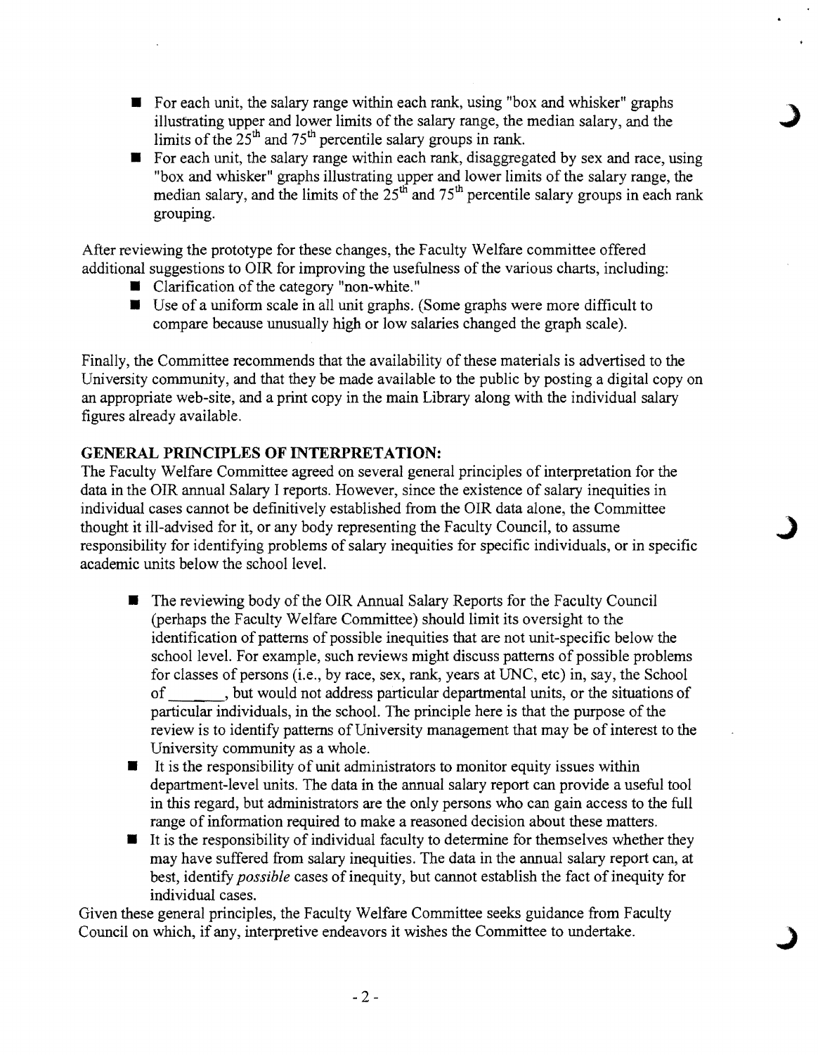- For each unit, the salary range within each rank, using "box and whisker" graphs illustrating upper and lower limits of the salary range, the median salary, and the limits of the 25th and 75th percentile salary groups in rank.
- For each unit, the salary range within each rank, disaggregated by sex and race, using "box and whisker" graphs illustrating upper and lower limits of the salary range, the median salary, and the limits of the 25th and 75th percentile salary groups in each rank grouping.

After reviewing the prototype for these changes, the Faculty Welfare committee offered additional suggestions to OIR for improving the usefulness of the various charts, including:

- Clarification of the category "non-white."
- Use of a uniform scale in all unit graphs. (Some graphs were more difficult to compare because unusually high or low salaries changed the graph scale).

Finally, the Committee recommends that the availability of these materials is advertised to the University community, and that they be made available to the public by posting a digital copy on an appropriate web-site, and a print copy in the main Library along with the individual salary figures already available.

## GENERAL PRINCIPLES OF INTERPRETATION:

The Faculty Welfare Committee agreed on several general principles of interpretation for the data in the OIR annual Salary I reports. However, since the existence of salary inequities in individual cases cannot be definitively established from the OIR data alone, the Committee thought it ill-advised for it, or any body representing the Faculty Council, to assume responsibility for identifying problems of salary inequities for specific individuals, or in specific academic units below the school level.

- The reviewing body of the OIR Annual Salary Reports for the Faculty Council (perhaps the Faculty Welfare Committee) should limit its oversight to the identification of patterns of possible inequities that are not unit-specific below the school level. For example, such reviews might discuss patterns of possible problems for classes of persons (i.e., by race, sex, rank, years at UNC, etc) in, say, the School of \_\_\_\_\_\_, but would not address particular departmental units, or the situations of particular individuals, in the school. The principle here is that the purpose of the review is to identify patterns of University management that may be of interest to the University community as a whole.
- It is the responsibility of unit administrators to monitor equity issues within department-level units. The data in the annual salary report can provide a useful tool in this regard, but administrators are the only persons who can gain access to the full range of information required to make a reasoned decision about these matters.
- It is the responsibility of individual faculty to determine for themselves whether they may have suffered from salary inequities. The data in the annual salary report can, at best, identify *possible* cases of inequity, but cannot establish the fact of inequity for individual cases.

Given these general principles, the Faculty Welfare Committee seeks guidance from Faculty Council on which, if any, interpretive endeavors it wishes the Committee to undertake.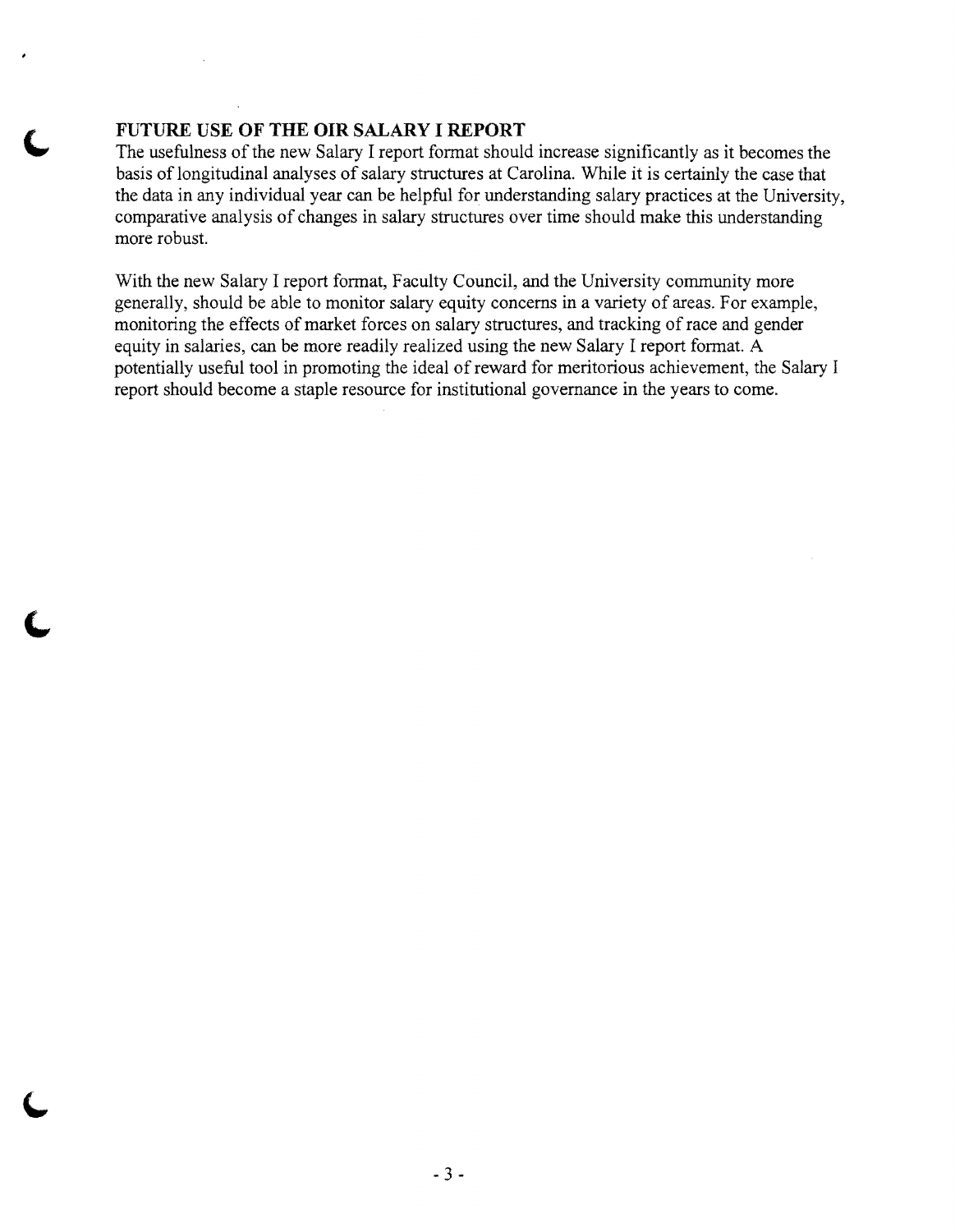## FUTURE USE OF THE OIR SALARY I REPORT

The usefulness of the new Salary I report format should increase significantly as it becomes the basis of longitudinal analyses of salary structures at Carolina. While it is certainly the case that the data in any individual year can be helpful for understanding salary practices at the University, comparative analysis of changes in salary structures over time should make this understanding more robust.

With the new Salary I report format, Faculty Council, and the University community more generally, should be able to monitor salary equity concerns in a variety of areas. For example, monitoring the effects of market forces on salary structures, and tracking of race and gender equity in salaries, can be more readily realized using the new Salary I report format. A potentially useful tool in promoting the ideal of reward for meritorious achievement, the Salary I report should become a staple resource for institutional governance in the years to come.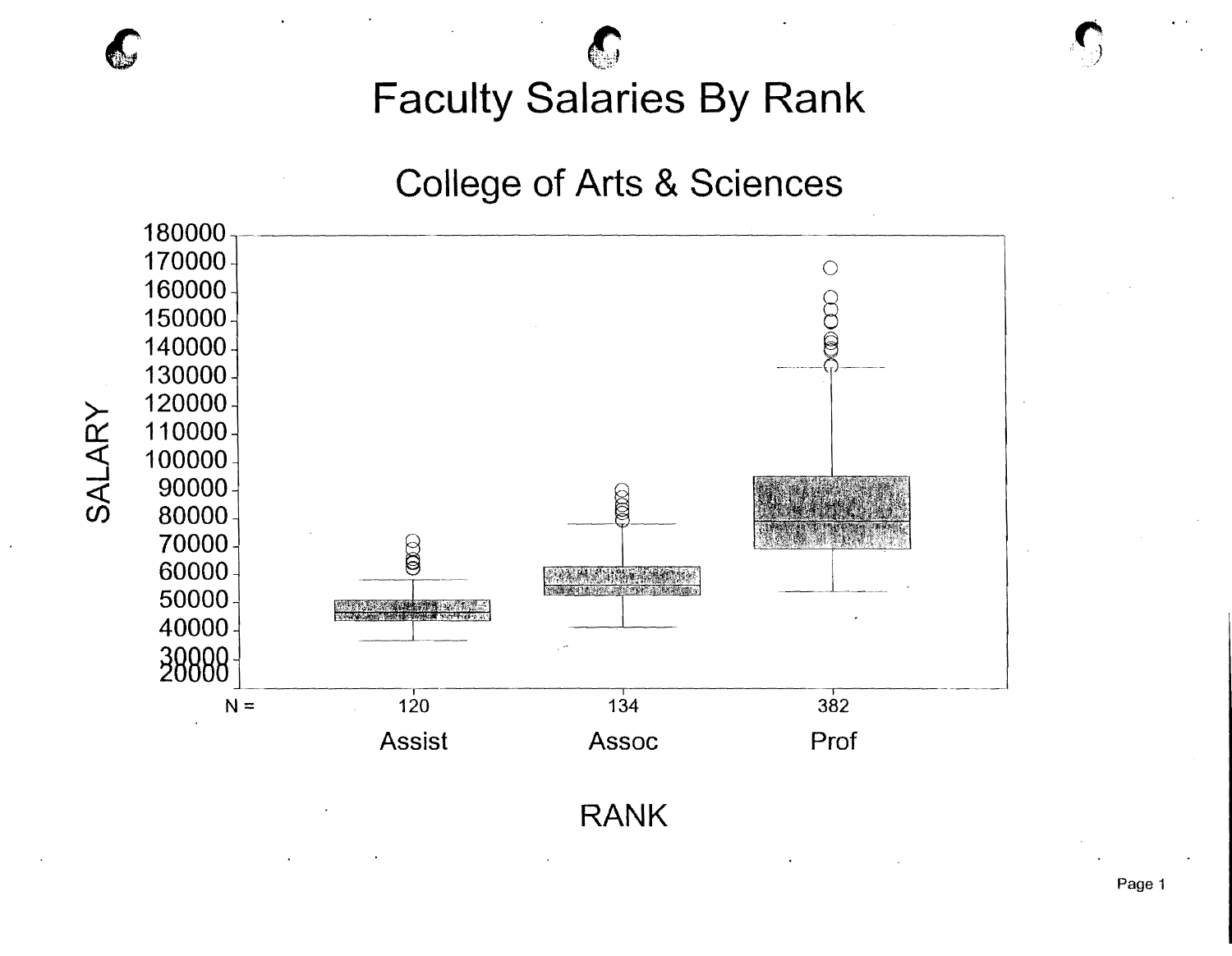# Faculty Salaries By Rank

## College of Arts & Sciences

SALARY

180000
170000
160000
150000
140000
130000
120000
110000
100000
90000
80000
70000
60000
50000
40000
30000
20000

| N = | 120 | 134 | 382 |
| --- | --- | --- | --- |
| | Assist | Assoc | Prof |

RANK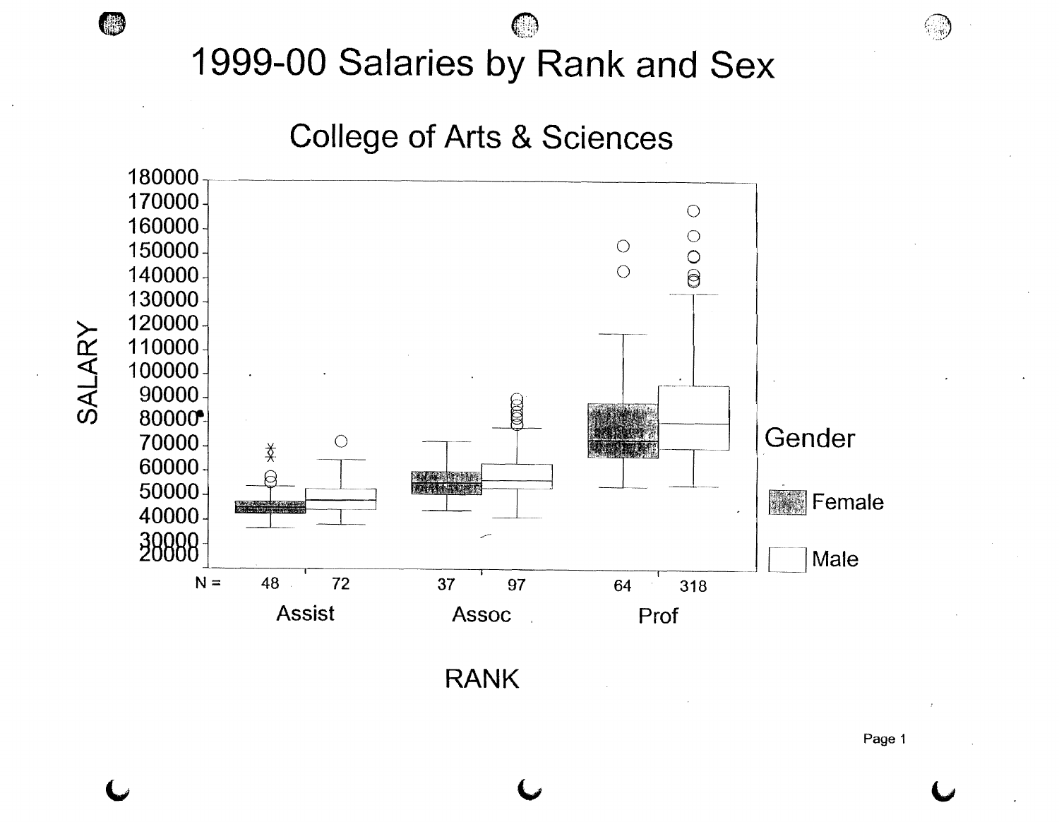# 1999-00 Salaries by Rank and Sex

## College of Arts & Sciences

SALARY

180000
170000
160000
150000
140000
130000
120000
110000
100000
90000
80000
70000
60000
50000
40000
30000
20000

| N = | 48 | 72 | 37 | 97 | 64 | 318 |
|---|---|---|---|---|---|---|
| | Assist | | Assoc | | Prof | |

RANK

Gender

Female

Male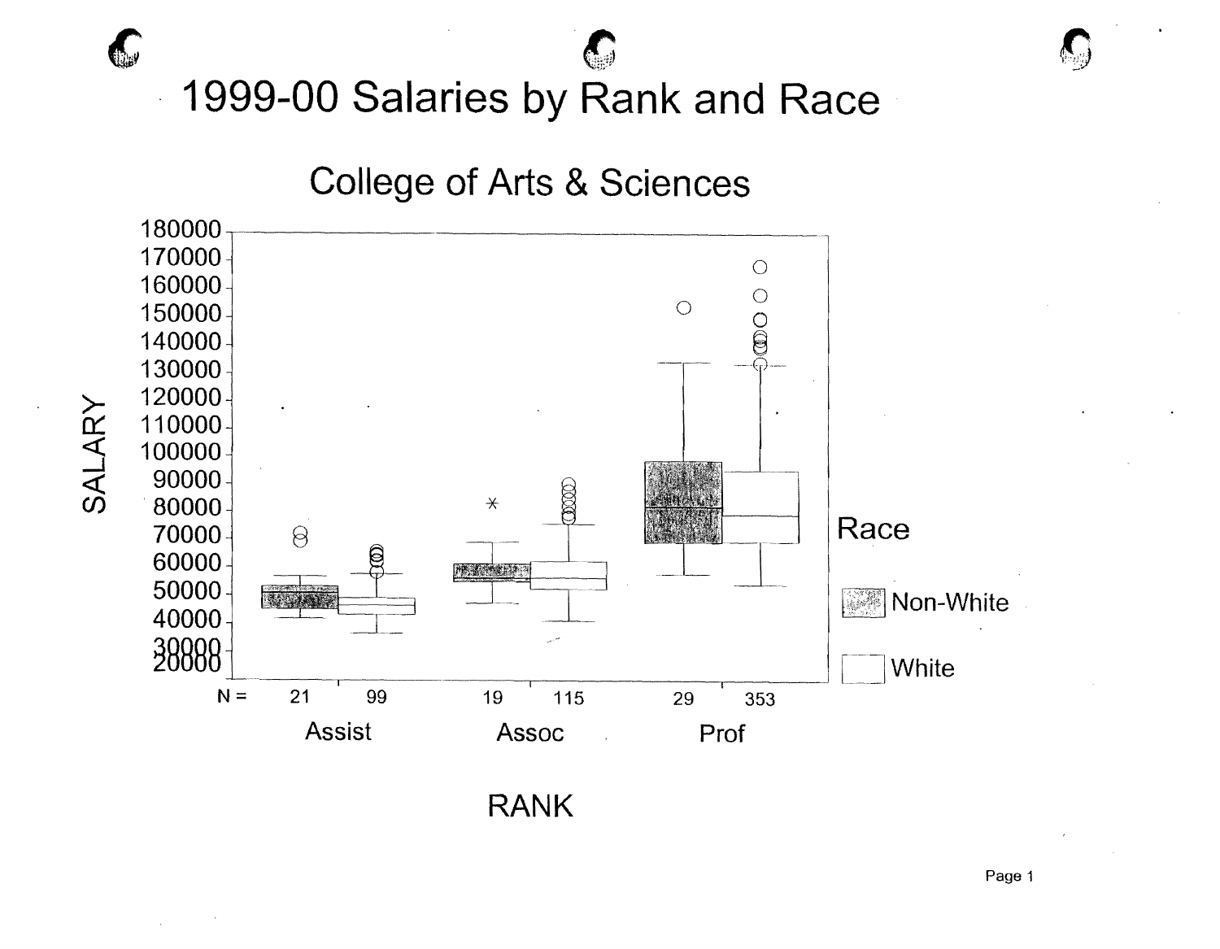# 1999-00 Salaries by Rank and Race

## College of Arts & Sciences

SALARY

| | Assist | | Assoc | | Prof | |
|---|---|---|---|---|---|---|
| N = | 21 | 99 | 19 | 115 | 29 | 353 |

RANK

Race

Non-White

White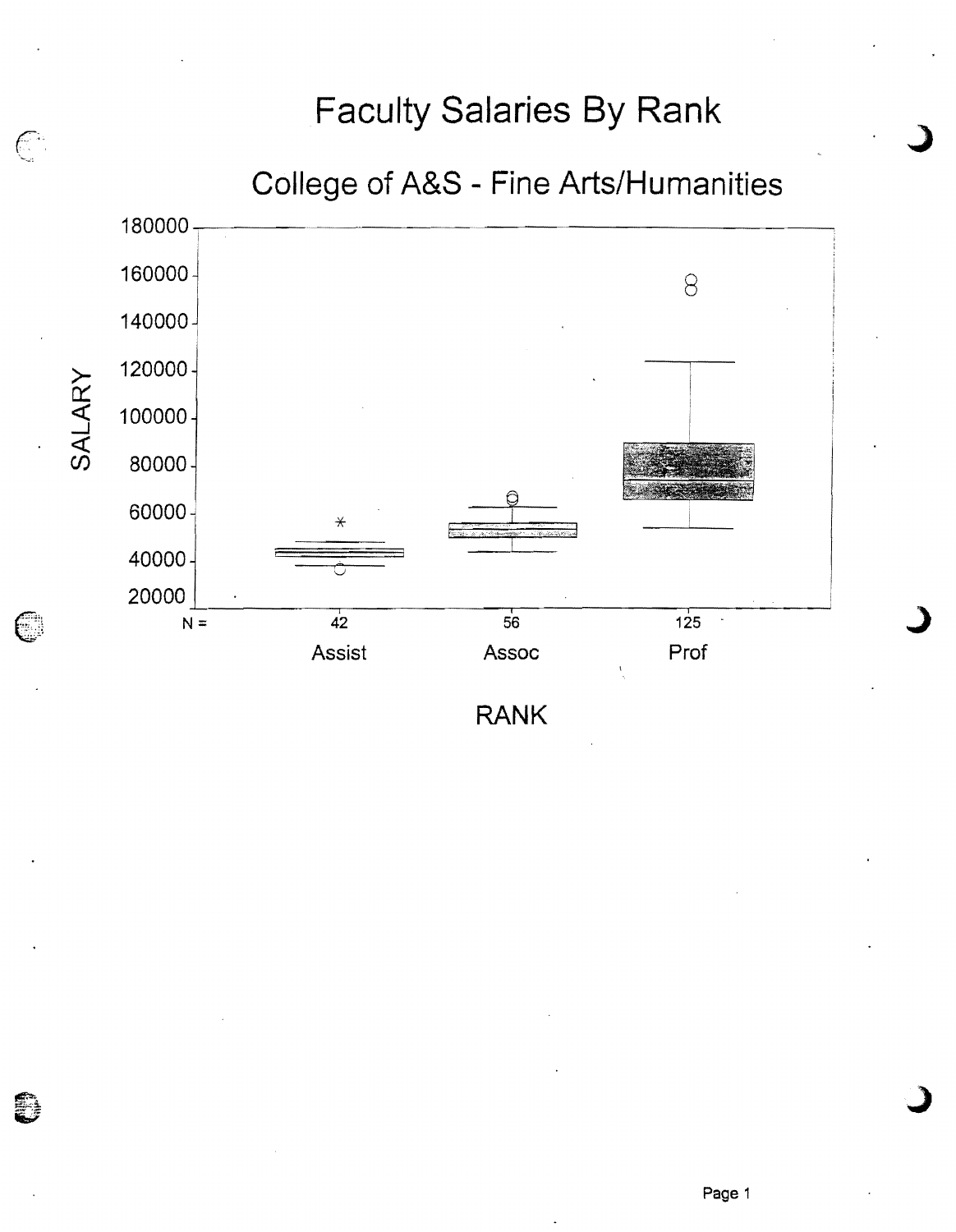# Faculty Salaries By Rank

## College of A&S - Fine Arts/Humanities

SALARY

180000
160000
140000
120000
100000
80000
60000
40000
20000

| N = | 42 | 56 | 125 |
|---|---|---|---|
| | Assist | Assoc | Prof |

RANK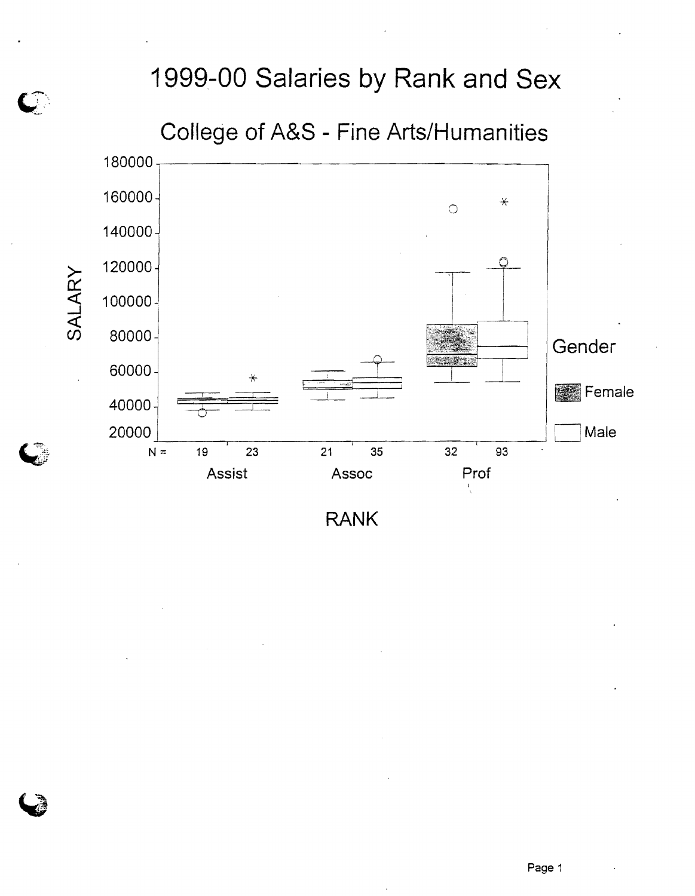# 1999-00 Salaries by Rank and Sex

## College of A&S - Fine Arts/Humanities

SALARY

180000
160000
140000
120000
100000
80000
60000
40000
20000

N = 19 23 21 35 32 93

Assist Assoc Prof

RANK

Gender

Female

Male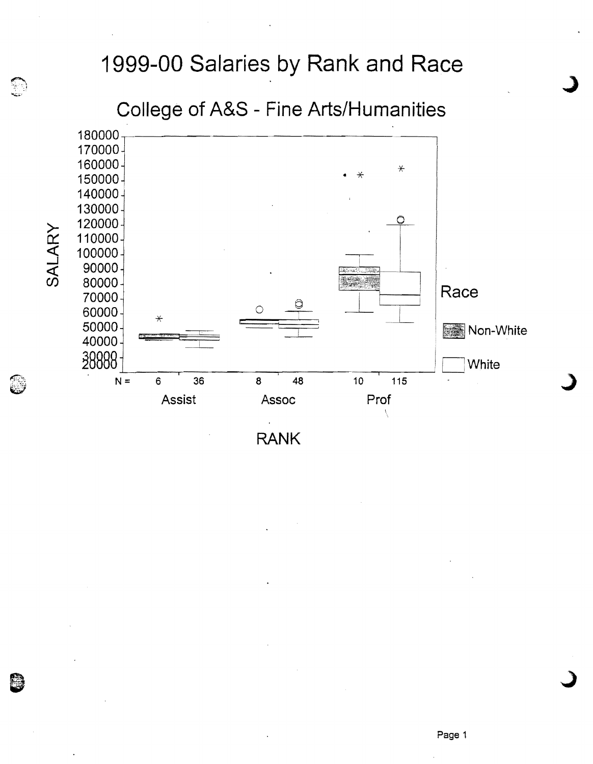# 1999-00 Salaries by Rank and Race

## College of A&S - Fine Arts/Humanities

SALARY

180000
170000
160000
150000
140000
130000
120000
110000
100000
90000
80000
70000
60000
50000
40000
30000
20000

| N = | 6 | 36 | 8 | 48 | 10 | 115 |
|---|---|---|---|---|---|---|
| | Assist | | Assoc | | Prof | |

RANK

Race

Non-White

White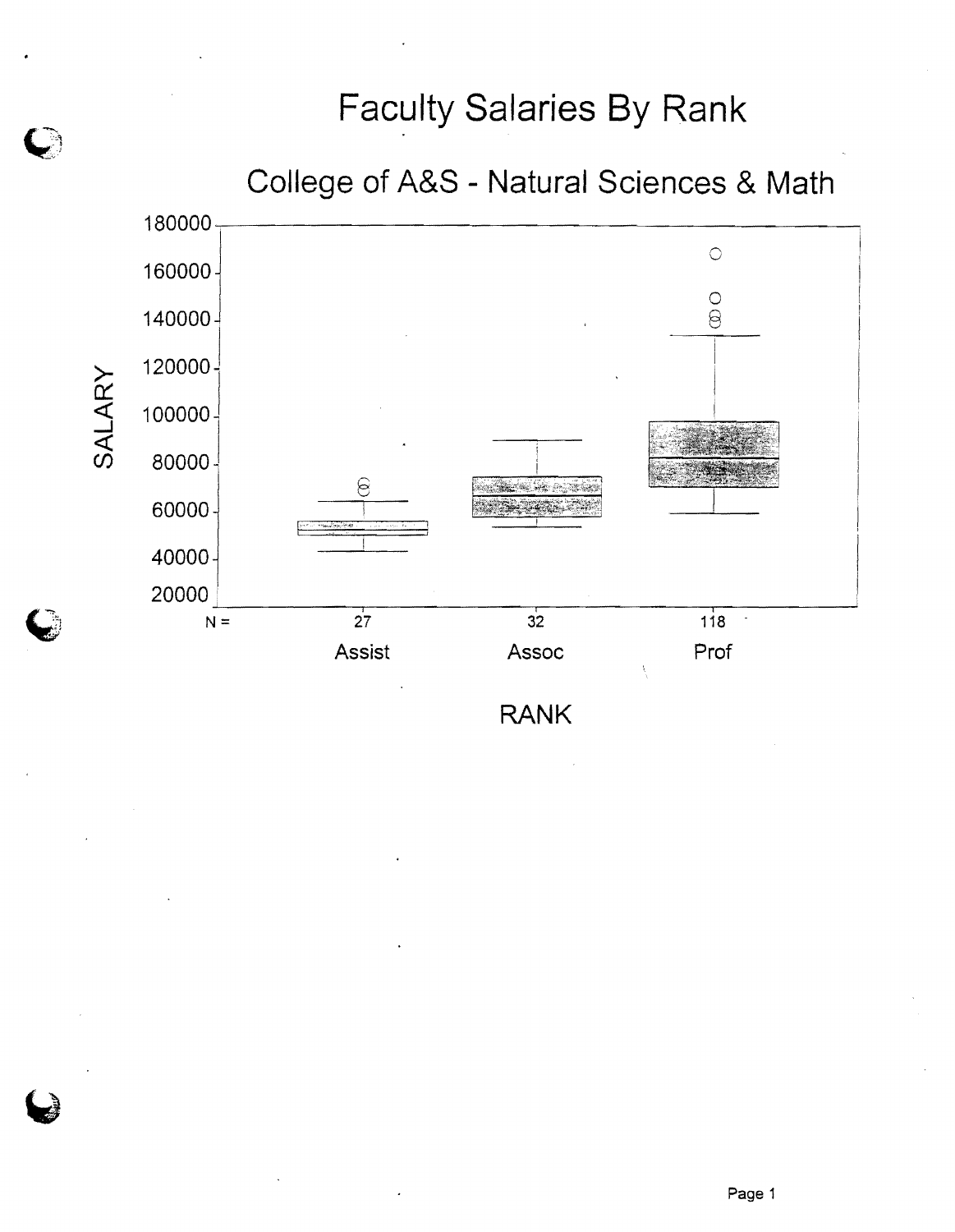# Faculty Salaries By Rank

## College of A&S - Natural Sciences & Math

SALARY

180000
160000
140000
120000
100000
80000
60000
40000
20000

N = 27 32 118

Assist Assoc Prof

RANK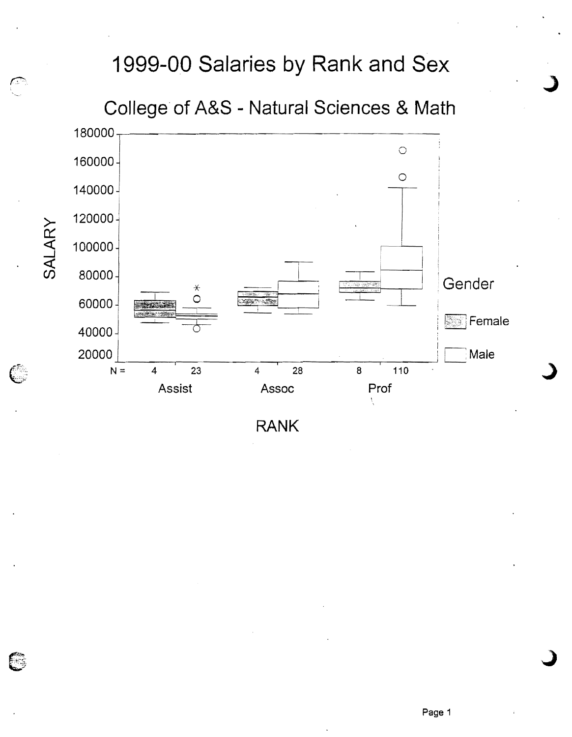# 1999-00 Salaries by Rank and Sex

## College of A&S - Natural Sciences & Math

SALARY

180000
160000
140000
120000
100000
80000
60000
40000
20000

| N = | 4 | 23 | 4 | 28 | 8 | 110 |
|---|---|---|---|---|---|---|
| | Assist | | Assoc | | Prof | |

RANK

Gender

Female

Male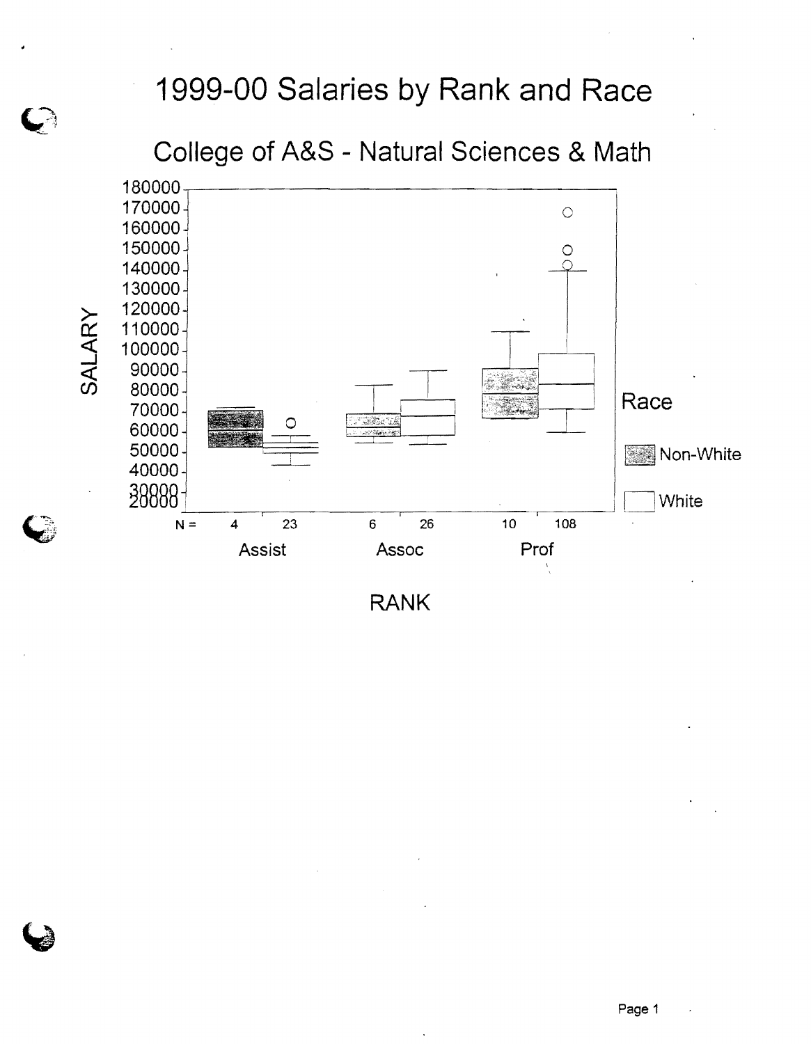# 1999-00 Salaries by Rank and Race

## College of A&S - Natural Sciences & Math

SALARY

180000
170000
160000
150000
140000
130000
120000
110000
100000
90000
80000
70000
60000
50000
40000
30000
20000

| N = | 4 | 23 | 6 | 26 | 10 | 108 |
|---|---|---|---|---|---|---|
| | Assist | | Assoc | | Prof | |

RANK

Race

Non-White

White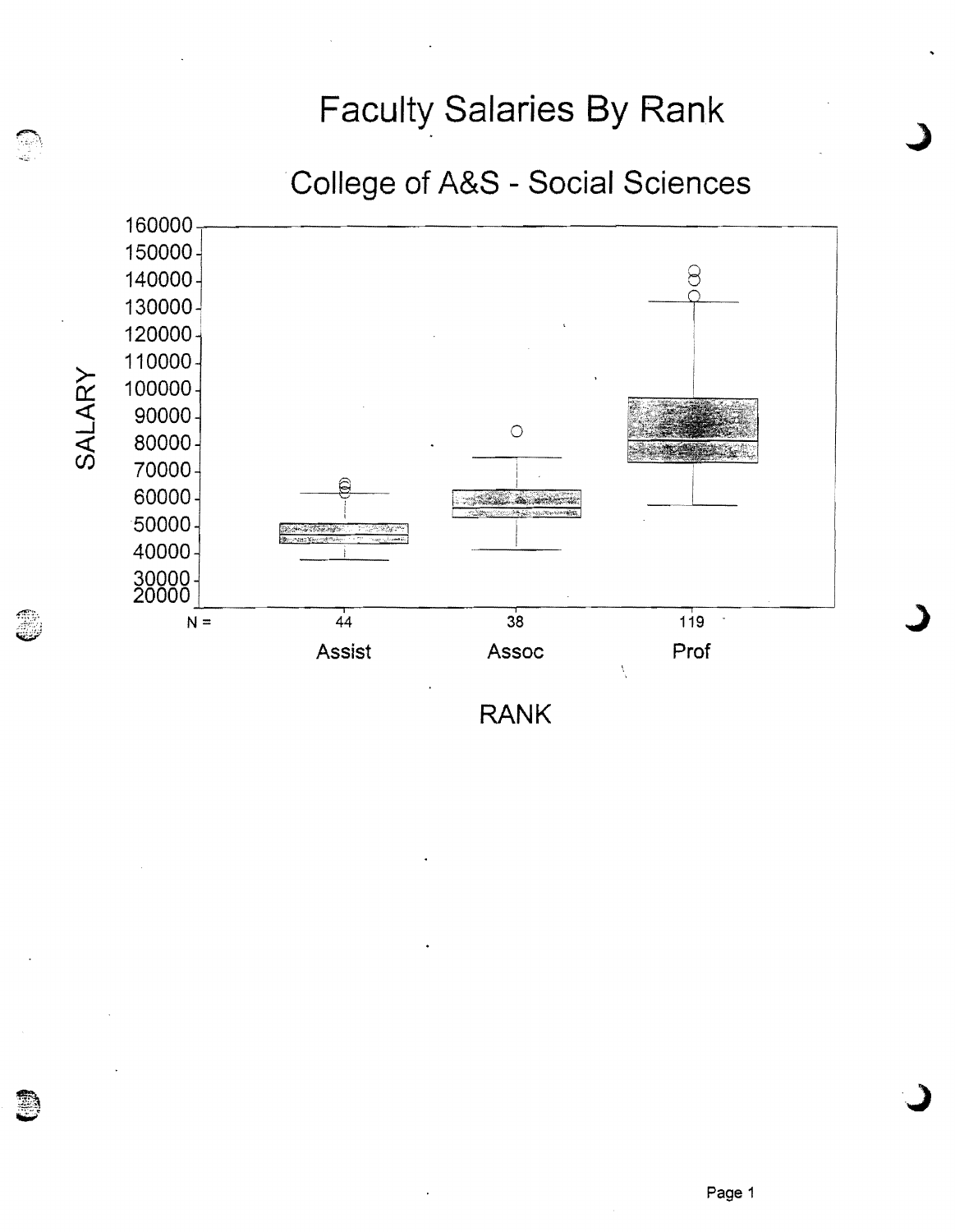# Faculty Salaries By Rank

## College of A&S - Social Sciences

SALARY

160000
150000
140000
130000
120000
110000
100000
90000
80000
70000
60000
50000
40000
30000
20000

| N = | 44 | 38 | 119 |
|---|---|---|---|
| | Assist | Assoc | Prof |

RANK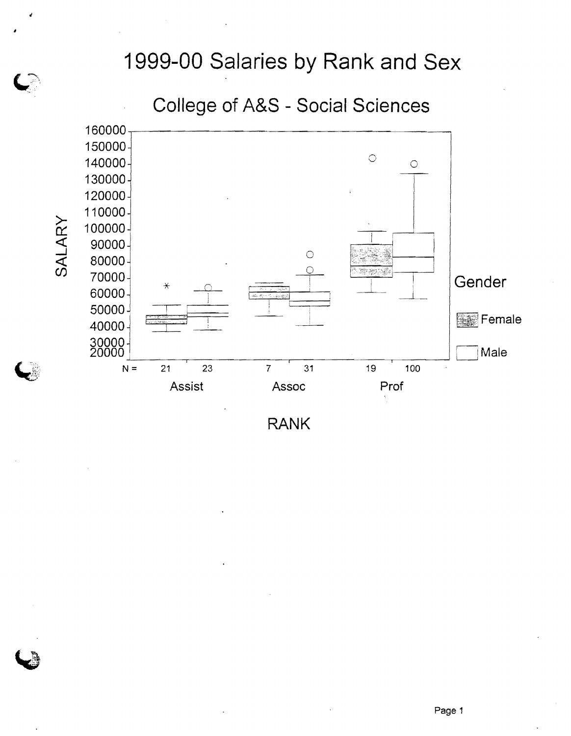# 1999-00 Salaries by Rank and Sex

## College of A&S - Social Sciences

SALARY

160000
150000
140000
130000
120000
110000
100000
90000
80000
70000
60000
50000
40000
30000
20000

Gender

Female

Male

| N = | 21 | 23 | 7 | 31 | 19 | 100 |
|---|---|---|---|---|---|---|
| | Assist | | Assoc | | Prof | |

RANK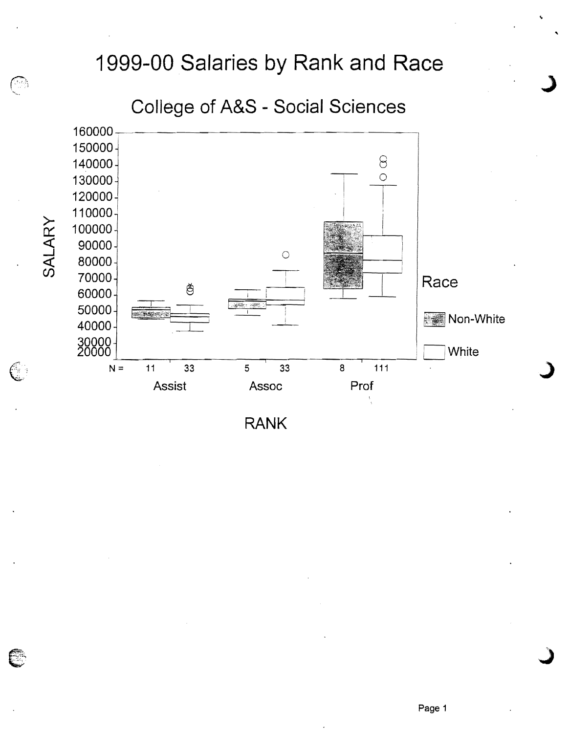# 1999-00 Salaries by Rank and Race

## College of A&S - Social Sciences

SALARY

160000
150000
140000
130000
120000
110000
100000
90000
80000
70000
60000
50000
40000
30000
20000

N = 11 33 5 33 8 111

Assist Assoc Prof

RANK

Race

Non-White

White